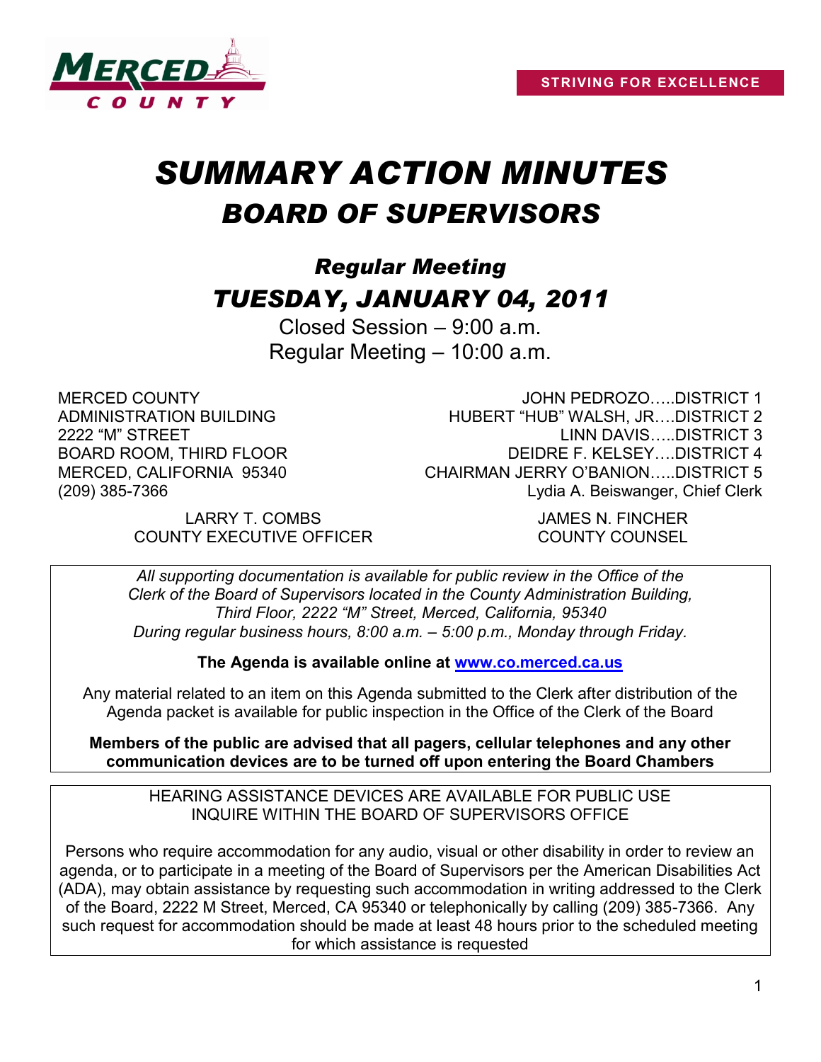MERCED COUNTY

**STRIVING FOR EXCELLENCE**

# *SUMMARY ACTION MINUTES*
## *BOARD OF SUPERVISORS*

### *Regular Meeting*
### *TUESDAY, JANUARY 04, 2011*

Closed Session – 9:00 a.m.
Regular Meeting – 10:00 a.m.

MERCED COUNTY
ADMINISTRATION BUILDING
2222 "M" STREET
BOARD ROOM, THIRD FLOOR
MERCED, CALIFORNIA 95340
(209) 385-7366

JOHN PEDROZO…..DISTRICT 1
HUBERT "HUB" WALSH, JR….DISTRICT 2
LINN DAVIS…..DISTRICT 3
DEIDRE F. KELSEY….DISTRICT 4
CHAIRMAN JERRY O'BANION…..DISTRICT 5
Lydia A. Beiswanger, Chief Clerk

LARRY T. COMBS
COUNTY EXECUTIVE OFFICER

JAMES N. FINCHER
COUNTY COUNSEL

*All supporting documentation is available for public review in the Office of the Clerk of the Board of Supervisors located in the County Administration Building, Third Floor, 2222 "M" Street, Merced, California, 95340 During regular business hours, 8:00 a.m. – 5:00 p.m., Monday through Friday.*

**The Agenda is available online at [www.co.merced.ca.us](http://www.co.merced.ca.us)**

Any material related to an item on this Agenda submitted to the Clerk after distribution of the Agenda packet is available for public inspection in the Office of the Clerk of the Board

**Members of the public are advised that all pagers, cellular telephones and any other communication devices are to be turned off upon entering the Board Chambers**

HEARING ASSISTANCE DEVICES ARE AVAILABLE FOR PUBLIC USE
INQUIRE WITHIN THE BOARD OF SUPERVISORS OFFICE

Persons who require accommodation for any audio, visual or other disability in order to review an agenda, or to participate in a meeting of the Board of Supervisors per the American Disabilities Act (ADA), may obtain assistance by requesting such accommodation in writing addressed to the Clerk of the Board, 2222 M Street, Merced, CA 95340 or telephonically by calling (209) 385-7366. Any such request for accommodation should be made at least 48 hours prior to the scheduled meeting for which assistance is requested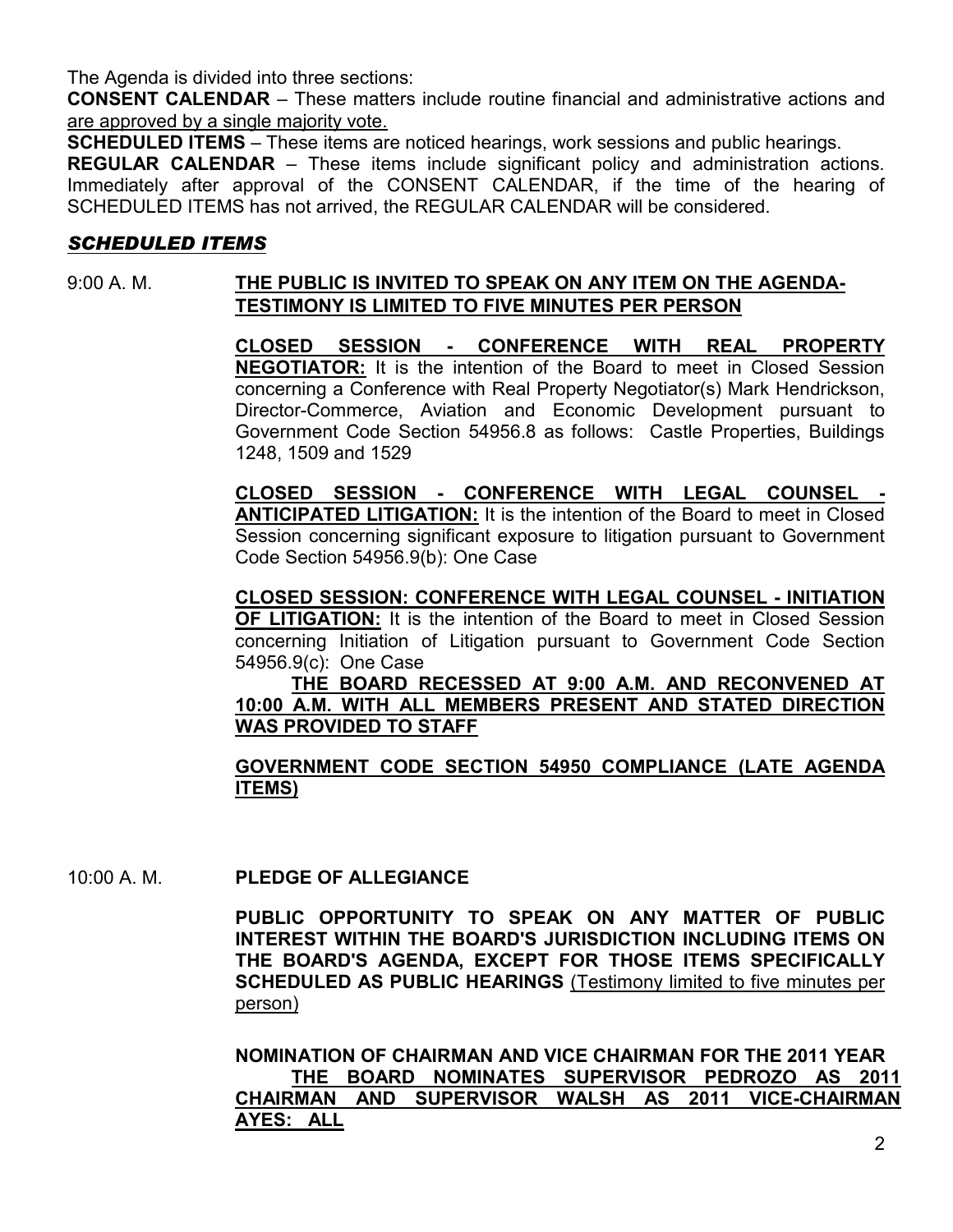The Agenda is divided into three sections:

**CONSENT CALENDAR** – These matters include routine financial and administrative actions and are approved by a single majority vote.

**SCHEDULED ITEMS** – These items are noticed hearings, work sessions and public hearings.

**REGULAR CALENDAR** – These items include significant policy and administration actions. Immediately after approval of the CONSENT CALENDAR, if the time of the hearing of SCHEDULED ITEMS has not arrived, the REGULAR CALENDAR will be considered.

## ***SCHEDULED ITEMS***

9:00 A. M. **THE PUBLIC IS INVITED TO SPEAK ON ANY ITEM ON THE AGENDA-TESTIMONY IS LIMITED TO FIVE MINUTES PER PERSON**

**CLOSED SESSION - CONFERENCE WITH REAL PROPERTY NEGOTIATOR:** It is the intention of the Board to meet in Closed Session concerning a Conference with Real Property Negotiator(s) Mark Hendrickson, Director-Commerce, Aviation and Economic Development pursuant to Government Code Section 54956.8 as follows: Castle Properties, Buildings 1248, 1509 and 1529

**CLOSED SESSION - CONFERENCE WITH LEGAL COUNSEL - ANTICIPATED LITIGATION:** It is the intention of the Board to meet in Closed Session concerning significant exposure to litigation pursuant to Government Code Section 54956.9(b): One Case

**CLOSED SESSION: CONFERENCE WITH LEGAL COUNSEL - INITIATION OF LITIGATION:** It is the intention of the Board to meet in Closed Session concerning Initiation of Litigation pursuant to Government Code Section 54956.9(c): One Case

**THE BOARD RECESSED AT 9:00 A.M. AND RECONVENED AT 10:00 A.M. WITH ALL MEMBERS PRESENT AND STATED DIRECTION WAS PROVIDED TO STAFF**

**GOVERNMENT CODE SECTION 54950 COMPLIANCE (LATE AGENDA ITEMS)**

10:00 A. M. **PLEDGE OF ALLEGIANCE**

**PUBLIC OPPORTUNITY TO SPEAK ON ANY MATTER OF PUBLIC INTEREST WITHIN THE BOARD'S JURISDICTION INCLUDING ITEMS ON THE BOARD'S AGENDA, EXCEPT FOR THOSE ITEMS SPECIFICALLY SCHEDULED AS PUBLIC HEARINGS** (Testimony limited to five minutes per person)

**NOMINATION OF CHAIRMAN AND VICE CHAIRMAN FOR THE 2011 YEAR**

**THE BOARD NOMINATES SUPERVISOR PEDROZO AS 2011 CHAIRMAN AND SUPERVISOR WALSH AS 2011 VICE-CHAIRMAN AYES: ALL**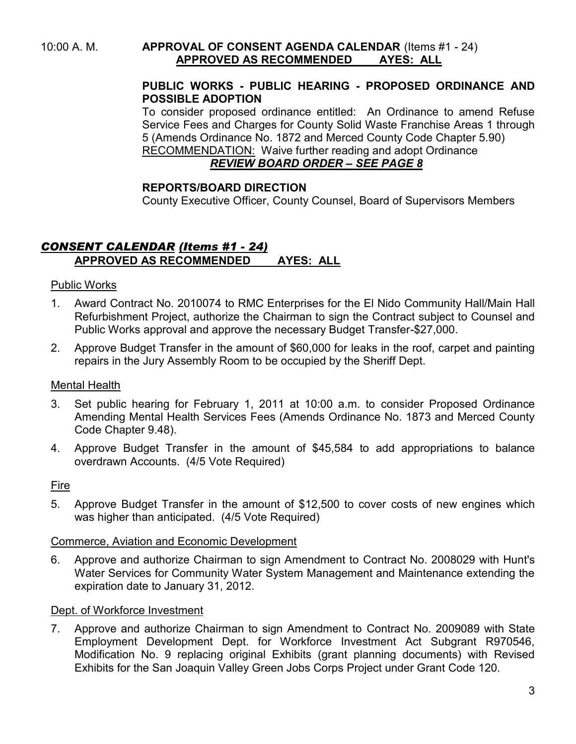10:00 A. M. **APPROVAL OF CONSENT AGENDA CALENDAR** (Items #1 - 24)
**APPROVED AS RECOMMENDED AYES: ALL**

**PUBLIC WORKS - PUBLIC HEARING - PROPOSED ORDINANCE AND POSSIBLE ADOPTION**
To consider proposed ordinance entitled: An Ordinance to amend Refuse Service Fees and Charges for County Solid Waste Franchise Areas 1 through 5 (Amends Ordinance No. 1872 and Merced County Code Chapter 5.90)
RECOMMENDATION: Waive further reading and adopt Ordinance
***REVIEW BOARD ORDER – SEE PAGE 8***

**REPORTS/BOARD DIRECTION**
County Executive Officer, County Counsel, Board of Supervisors Members

## *CONSENT CALENDAR (Items #1 - 24)*
**APPROVED AS RECOMMENDED AYES: ALL**

Public Works

1. Award Contract No. 2010074 to RMC Enterprises for the El Nido Community Hall/Main Hall Refurbishment Project, authorize the Chairman to sign the Contract subject to Counsel and Public Works approval and approve the necessary Budget Transfer-$27,000.
2. Approve Budget Transfer in the amount of $60,000 for leaks in the roof, carpet and painting repairs in the Jury Assembly Room to be occupied by the Sheriff Dept.

Mental Health

3. Set public hearing for February 1, 2011 at 10:00 a.m. to consider Proposed Ordinance Amending Mental Health Services Fees (Amends Ordinance No. 1873 and Merced County Code Chapter 9.48).
4. Approve Budget Transfer in the amount of $45,584 to add appropriations to balance overdrawn Accounts. (4/5 Vote Required)

Fire

5. Approve Budget Transfer in the amount of $12,500 to cover costs of new engines which was higher than anticipated. (4/5 Vote Required)

Commerce, Aviation and Economic Development

6. Approve and authorize Chairman to sign Amendment to Contract No. 2008029 with Hunt's Water Services for Community Water System Management and Maintenance extending the expiration date to January 31, 2012.

Dept. of Workforce Investment

7. Approve and authorize Chairman to sign Amendment to Contract No. 2009089 with State Employment Development Dept. for Workforce Investment Act Subgrant R970546, Modification No. 9 replacing original Exhibits (grant planning documents) with Revised Exhibits for the San Joaquin Valley Green Jobs Corps Project under Grant Code 120.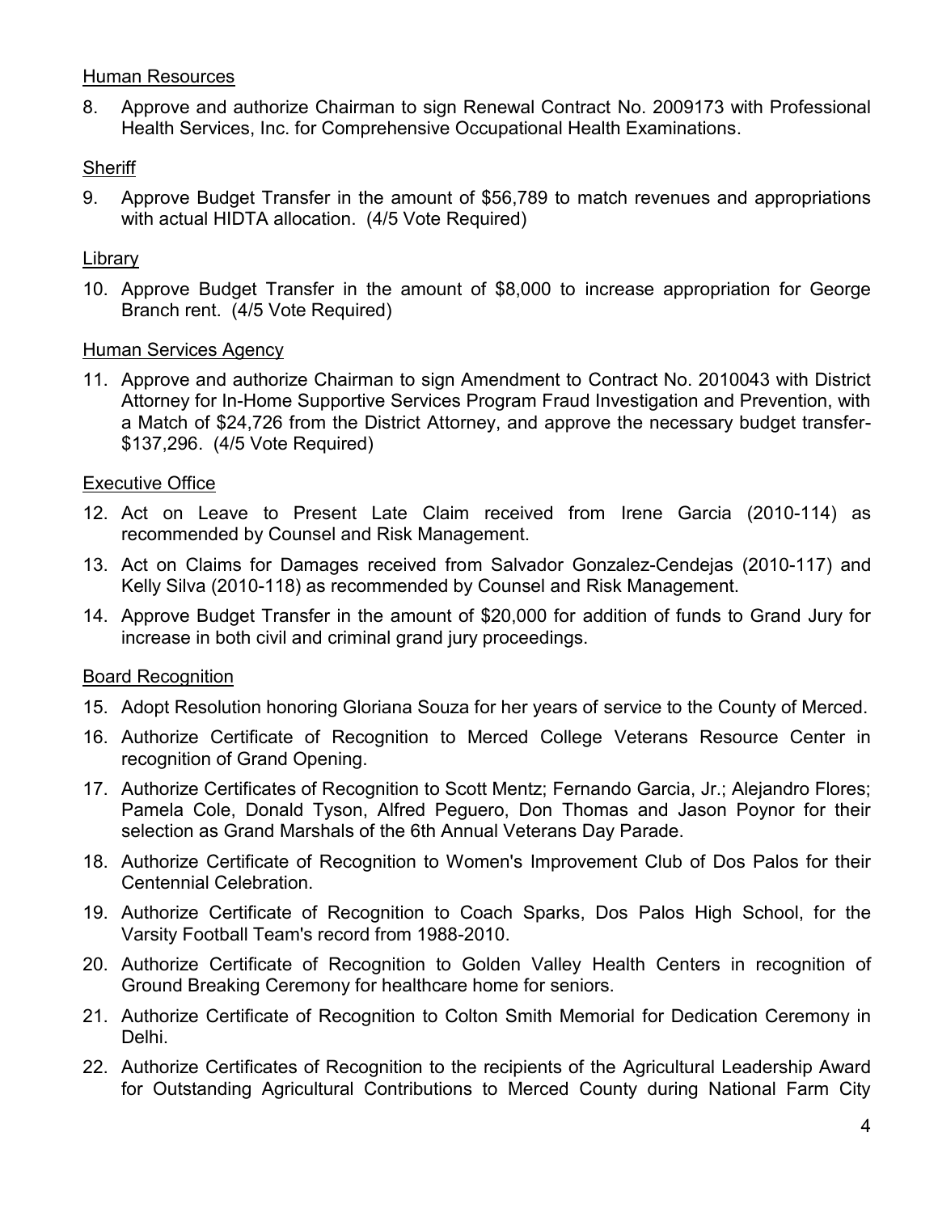Human Resources

8. Approve and authorize Chairman to sign Renewal Contract No. 2009173 with Professional Health Services, Inc. for Comprehensive Occupational Health Examinations.

Sheriff

9. Approve Budget Transfer in the amount of $56,789 to match revenues and appropriations with actual HIDTA allocation. (4/5 Vote Required)

Library

10. Approve Budget Transfer in the amount of $8,000 to increase appropriation for George Branch rent. (4/5 Vote Required)

Human Services Agency

11. Approve and authorize Chairman to sign Amendment to Contract No. 2010043 with District Attorney for In-Home Supportive Services Program Fraud Investigation and Prevention, with a Match of $24,726 from the District Attorney, and approve the necessary budget transfer- $137,296. (4/5 Vote Required)

Executive Office

12. Act on Leave to Present Late Claim received from Irene Garcia (2010-114) as recommended by Counsel and Risk Management.
13. Act on Claims for Damages received from Salvador Gonzalez-Cendejas (2010-117) and Kelly Silva (2010-118) as recommended by Counsel and Risk Management.
14. Approve Budget Transfer in the amount of $20,000 for addition of funds to Grand Jury for increase in both civil and criminal grand jury proceedings.

Board Recognition

15. Adopt Resolution honoring Gloriana Souza for her years of service to the County of Merced.
16. Authorize Certificate of Recognition to Merced College Veterans Resource Center in recognition of Grand Opening.
17. Authorize Certificates of Recognition to Scott Mentz; Fernando Garcia, Jr.; Alejandro Flores; Pamela Cole, Donald Tyson, Alfred Peguero, Don Thomas and Jason Poynor for their selection as Grand Marshals of the 6th Annual Veterans Day Parade.
18. Authorize Certificate of Recognition to Women's Improvement Club of Dos Palos for their Centennial Celebration.
19. Authorize Certificate of Recognition to Coach Sparks, Dos Palos High School, for the Varsity Football Team's record from 1988-2010.
20. Authorize Certificate of Recognition to Golden Valley Health Centers in recognition of Ground Breaking Ceremony for healthcare home for seniors.
21. Authorize Certificate of Recognition to Colton Smith Memorial for Dedication Ceremony in Delhi.
22. Authorize Certificates of Recognition to the recipients of the Agricultural Leadership Award for Outstanding Agricultural Contributions to Merced County during National Farm City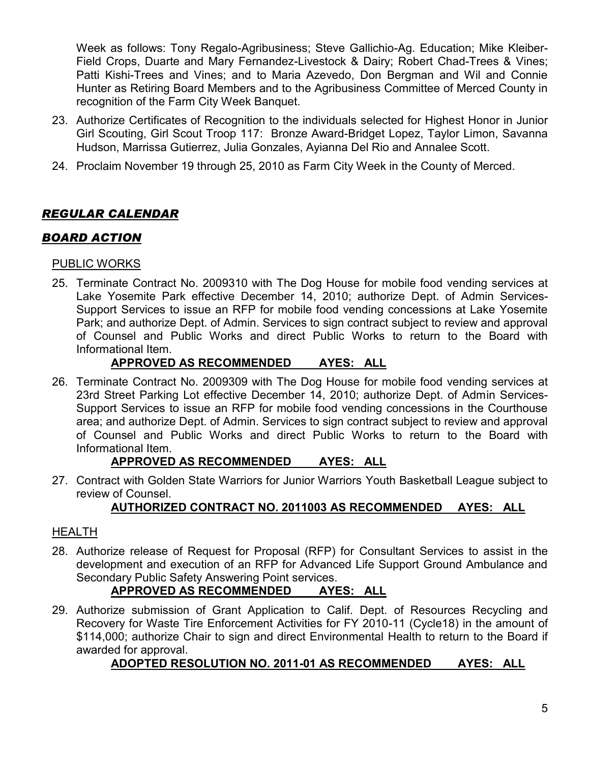Week as follows: Tony Regalo-Agribusiness; Steve Gallichio-Ag. Education; Mike Kleiber-Field Crops, Duarte and Mary Fernandez-Livestock & Dairy; Robert Chad-Trees & Vines; Patti Kishi-Trees and Vines; and to Maria Azevedo, Don Bergman and Wil and Connie Hunter as Retiring Board Members and to the Agribusiness Committee of Merced County in recognition of the Farm City Week Banquet.

23. Authorize Certificates of Recognition to the individuals selected for Highest Honor in Junior Girl Scouting, Girl Scout Troop 117: Bronze Award-Bridget Lopez, Taylor Limon, Savanna Hudson, Marrissa Gutierrez, Julia Gonzales, Ayianna Del Rio and Annalee Scott.
24. Proclaim November 19 through 25, 2010 as Farm City Week in the County of Merced.

## ***REGULAR CALENDAR***

## ***BOARD ACTION***

PUBLIC WORKS

25. Terminate Contract No. 2009310 with The Dog House for mobile food vending services at Lake Yosemite Park effective December 14, 2010; authorize Dept. of Admin Services-Support Services to issue an RFP for mobile food vending concessions at Lake Yosemite Park; and authorize Dept. of Admin. Services to sign contract subject to review and approval of Counsel and Public Works and direct Public Works to return to the Board with Informational Item.

    **APPROVED AS RECOMMENDED AYES: ALL**

26. Terminate Contract No. 2009309 with The Dog House for mobile food vending services at 23rd Street Parking Lot effective December 14, 2010; authorize Dept. of Admin Services-Support Services to issue an RFP for mobile food vending concessions in the Courthouse area; and authorize Dept. of Admin. Services to sign contract subject to review and approval of Counsel and Public Works and direct Public Works to return to the Board with Informational Item.

    **APPROVED AS RECOMMENDED AYES: ALL**

27. Contract with Golden State Warriors for Junior Warriors Youth Basketball League subject to review of Counsel.

    **AUTHORIZED CONTRACT NO. 2011003 AS RECOMMENDED AYES: ALL**

HEALTH

28. Authorize release of Request for Proposal (RFP) for Consultant Services to assist in the development and execution of an RFP for Advanced Life Support Ground Ambulance and Secondary Public Safety Answering Point services.

    **APPROVED AS RECOMMENDED AYES: ALL**

29. Authorize submission of Grant Application to Calif. Dept. of Resources Recycling and Recovery for Waste Tire Enforcement Activities for FY 2010-11 (Cycle18) in the amount of $114,000; authorize Chair to sign and direct Environmental Health to return to the Board if awarded for approval.

    **ADOPTED RESOLUTION NO. 2011-01 AS RECOMMENDED AYES: ALL**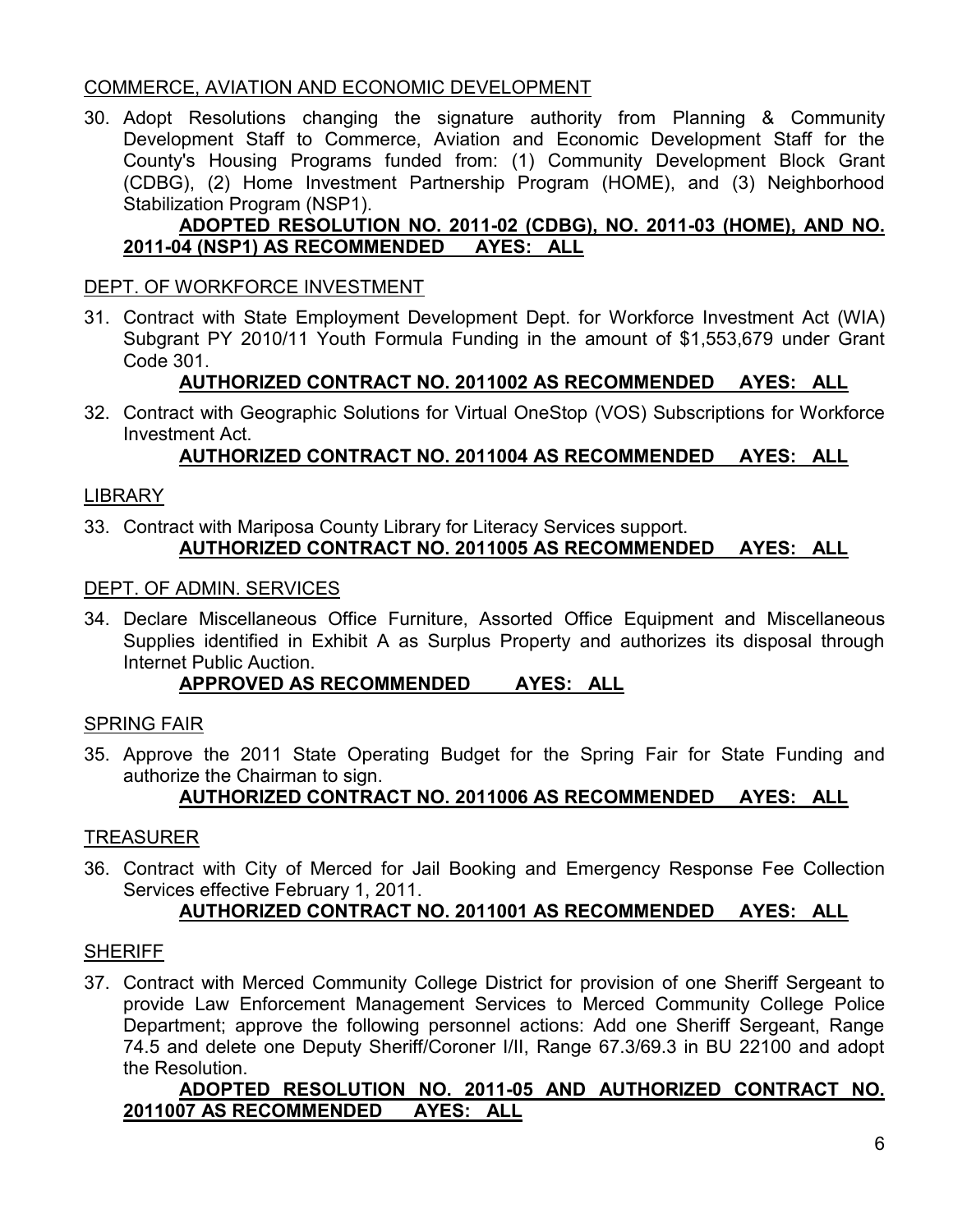COMMERCE, AVIATION AND ECONOMIC DEVELOPMENT

30. Adopt Resolutions changing the signature authority from Planning & Community Development Staff to Commerce, Aviation and Economic Development Staff for the County's Housing Programs funded from: (1) Community Development Block Grant (CDBG), (2) Home Investment Partnership Program (HOME), and (3) Neighborhood Stabilization Program (NSP1).

    **ADOPTED RESOLUTION NO. 2011-02 (CDBG), NO. 2011-03 (HOME), AND NO. 2011-04 (NSP1) AS RECOMMENDED AYES: ALL**

DEPT. OF WORKFORCE INVESTMENT

31. Contract with State Employment Development Dept. for Workforce Investment Act (WIA) Subgrant PY 2010/11 Youth Formula Funding in the amount of $1,553,679 under Grant Code 301.

    **AUTHORIZED CONTRACT NO. 2011002 AS RECOMMENDED AYES: ALL**

32. Contract with Geographic Solutions for Virtual OneStop (VOS) Subscriptions for Workforce Investment Act.

    **AUTHORIZED CONTRACT NO. 2011004 AS RECOMMENDED AYES: ALL**

LIBRARY

33. Contract with Mariposa County Library for Literacy Services support.

    **AUTHORIZED CONTRACT NO. 2011005 AS RECOMMENDED AYES: ALL**

DEPT. OF ADMIN. SERVICES

34. Declare Miscellaneous Office Furniture, Assorted Office Equipment and Miscellaneous Supplies identified in Exhibit A as Surplus Property and authorizes its disposal through Internet Public Auction.

    **APPROVED AS RECOMMENDED AYES: ALL**

SPRING FAIR

35. Approve the 2011 State Operating Budget for the Spring Fair for State Funding and authorize the Chairman to sign.

    **AUTHORIZED CONTRACT NO. 2011006 AS RECOMMENDED AYES: ALL**

TREASURER

36. Contract with City of Merced for Jail Booking and Emergency Response Fee Collection Services effective February 1, 2011.

    **AUTHORIZED CONTRACT NO. 2011001 AS RECOMMENDED AYES: ALL**

SHERIFF

37. Contract with Merced Community College District for provision of one Sheriff Sergeant to provide Law Enforcement Management Services to Merced Community College Police Department; approve the following personnel actions: Add one Sheriff Sergeant, Range 74.5 and delete one Deputy Sheriff/Coroner I/II, Range 67.3/69.3 in BU 22100 and adopt the Resolution.

    **ADOPTED RESOLUTION NO. 2011-05 AND AUTHORIZED CONTRACT NO. 2011007 AS RECOMMENDED AYES: ALL**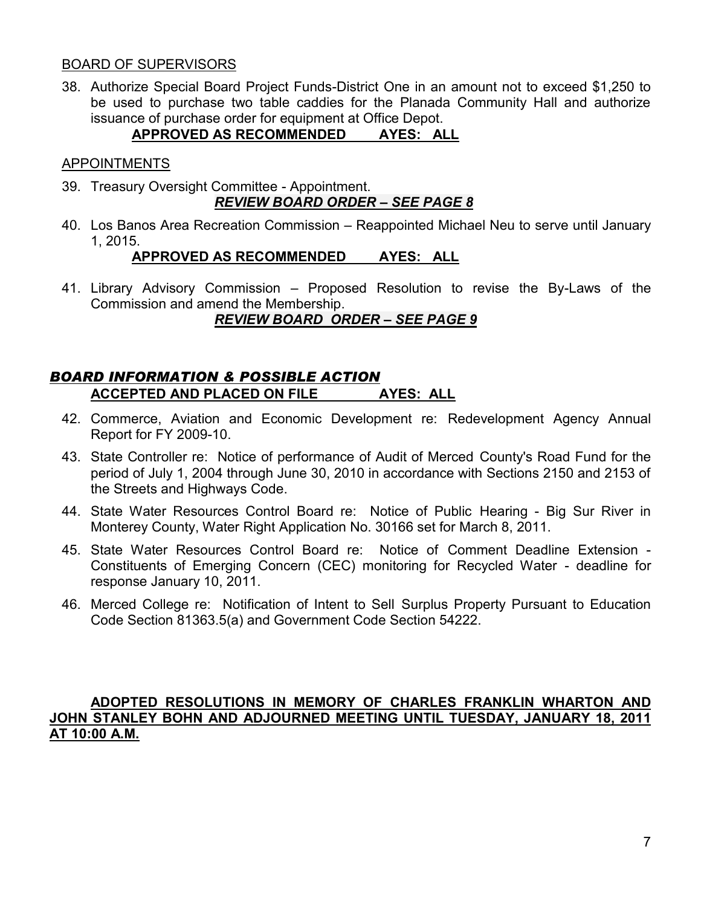BOARD OF SUPERVISORS

38. Authorize Special Board Project Funds-District One in an amount not to exceed $1,250 to be used to purchase two table caddies for the Planada Community Hall and authorize issuance of purchase order for equipment at Office Depot.

    **APPROVED AS RECOMMENDED AYES: ALL**

APPOINTMENTS

39. Treasury Oversight Committee - Appointment.

    ***REVIEW BOARD ORDER – SEE PAGE 8***

40. Los Banos Area Recreation Commission – Reappointed Michael Neu to serve until January 1, 2015.

    **APPROVED AS RECOMMENDED AYES: ALL**

41. Library Advisory Commission – Proposed Resolution to revise the By-Laws of the Commission and amend the Membership.

    ***REVIEW BOARD ORDER – SEE PAGE 9***

## *BOARD INFORMATION & POSSIBLE ACTION*

**ACCEPTED AND PLACED ON FILE AYES: ALL**

42. Commerce, Aviation and Economic Development re: Redevelopment Agency Annual Report for FY 2009-10.
43. State Controller re: Notice of performance of Audit of Merced County's Road Fund for the period of July 1, 2004 through June 30, 2010 in accordance with Sections 2150 and 2153 of the Streets and Highways Code.
44. State Water Resources Control Board re: Notice of Public Hearing - Big Sur River in Monterey County, Water Right Application No. 30166 set for March 8, 2011.
45. State Water Resources Control Board re: Notice of Comment Deadline Extension - Constituents of Emerging Concern (CEC) monitoring for Recycled Water - deadline for response January 10, 2011.
46. Merced College re: Notification of Intent to Sell Surplus Property Pursuant to Education Code Section 81363.5(a) and Government Code Section 54222.

**ADOPTED RESOLUTIONS IN MEMORY OF CHARLES FRANKLIN WHARTON AND JOHN STANLEY BOHN AND ADJOURNED MEETING UNTIL TUESDAY, JANUARY 18, 2011 AT 10:00 A.M.**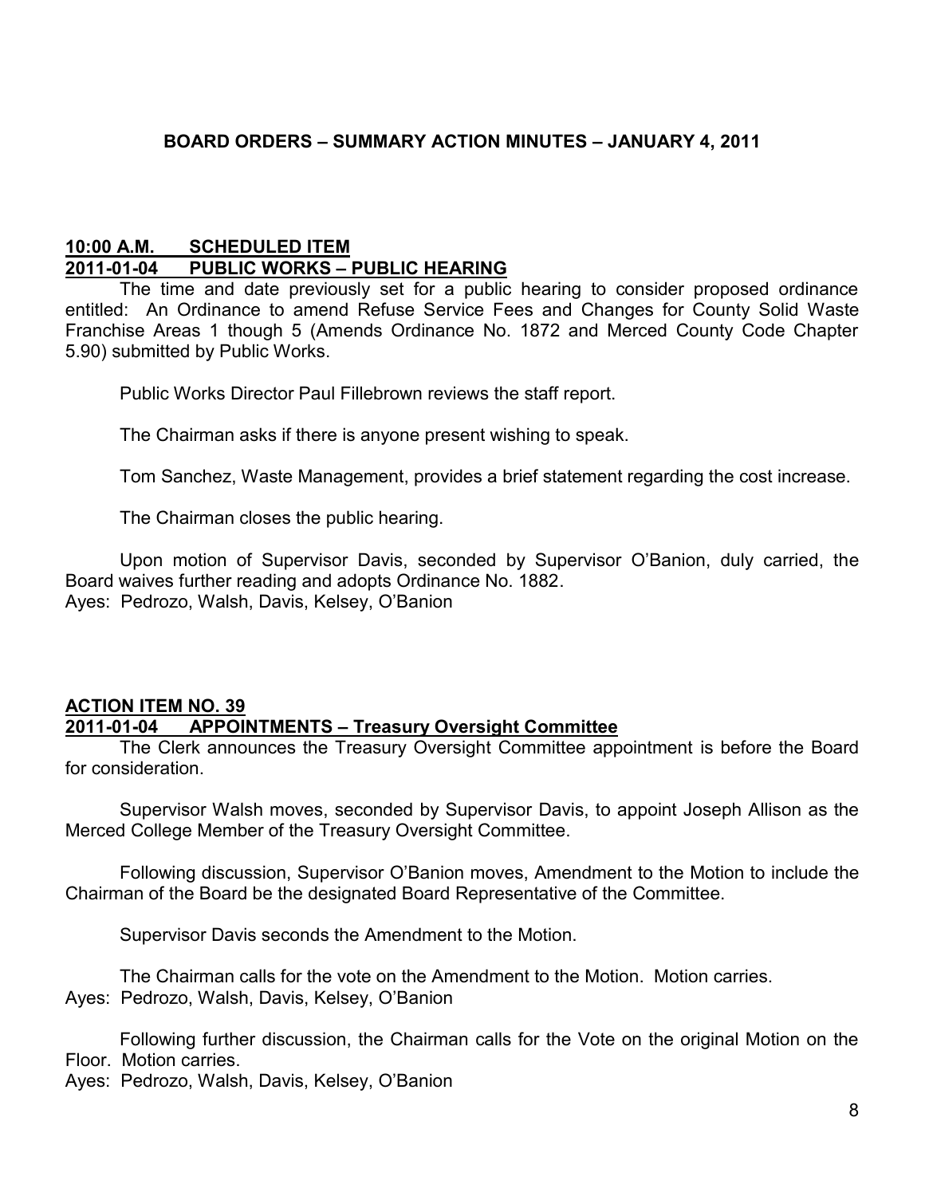## BOARD ORDERS – SUMMARY ACTION MINUTES – JANUARY 4, 2011

**10:00 A.M. SCHEDULED ITEM**
**2011-01-04 PUBLIC WORKS – PUBLIC HEARING**

The time and date previously set for a public hearing to consider proposed ordinance entitled: An Ordinance to amend Refuse Service Fees and Changes for County Solid Waste Franchise Areas 1 though 5 (Amends Ordinance No. 1872 and Merced County Code Chapter 5.90) submitted by Public Works.

Public Works Director Paul Fillebrown reviews the staff report.

The Chairman asks if there is anyone present wishing to speak.

Tom Sanchez, Waste Management, provides a brief statement regarding the cost increase.

The Chairman closes the public hearing.

Upon motion of Supervisor Davis, seconded by Supervisor O'Banion, duly carried, the Board waives further reading and adopts Ordinance No. 1882.
Ayes: Pedrozo, Walsh, Davis, Kelsey, O'Banion

**ACTION ITEM NO. 39**
**2011-01-04 APPOINTMENTS – Treasury Oversight Committee**

The Clerk announces the Treasury Oversight Committee appointment is before the Board for consideration.

Supervisor Walsh moves, seconded by Supervisor Davis, to appoint Joseph Allison as the Merced College Member of the Treasury Oversight Committee.

Following discussion, Supervisor O'Banion moves, Amendment to the Motion to include the Chairman of the Board be the designated Board Representative of the Committee.

Supervisor Davis seconds the Amendment to the Motion.

The Chairman calls for the vote on the Amendment to the Motion. Motion carries.
Ayes: Pedrozo, Walsh, Davis, Kelsey, O'Banion

Following further discussion, the Chairman calls for the Vote on the original Motion on the Floor. Motion carries.
Ayes: Pedrozo, Walsh, Davis, Kelsey, O'Banion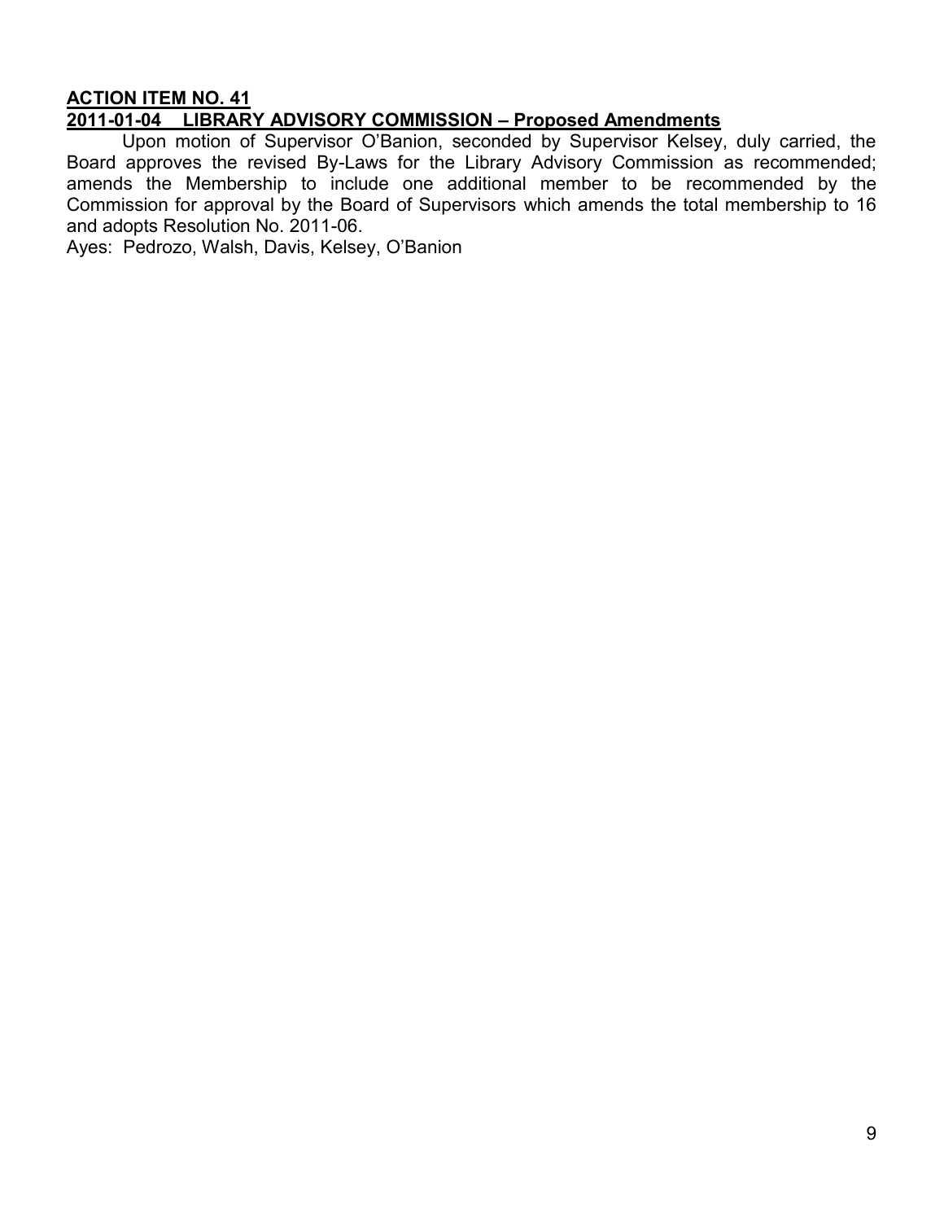**ACTION ITEM NO. 41**
**2011-01-04 LIBRARY ADVISORY COMMISSION – Proposed Amendments**

Upon motion of Supervisor O'Banion, seconded by Supervisor Kelsey, duly carried, the Board approves the revised By-Laws for the Library Advisory Commission as recommended; amends the Membership to include one additional member to be recommended by the Commission for approval by the Board of Supervisors which amends the total membership to 16 and adopts Resolution No. 2011-06.

Ayes: Pedrozo, Walsh, Davis, Kelsey, O'Banion